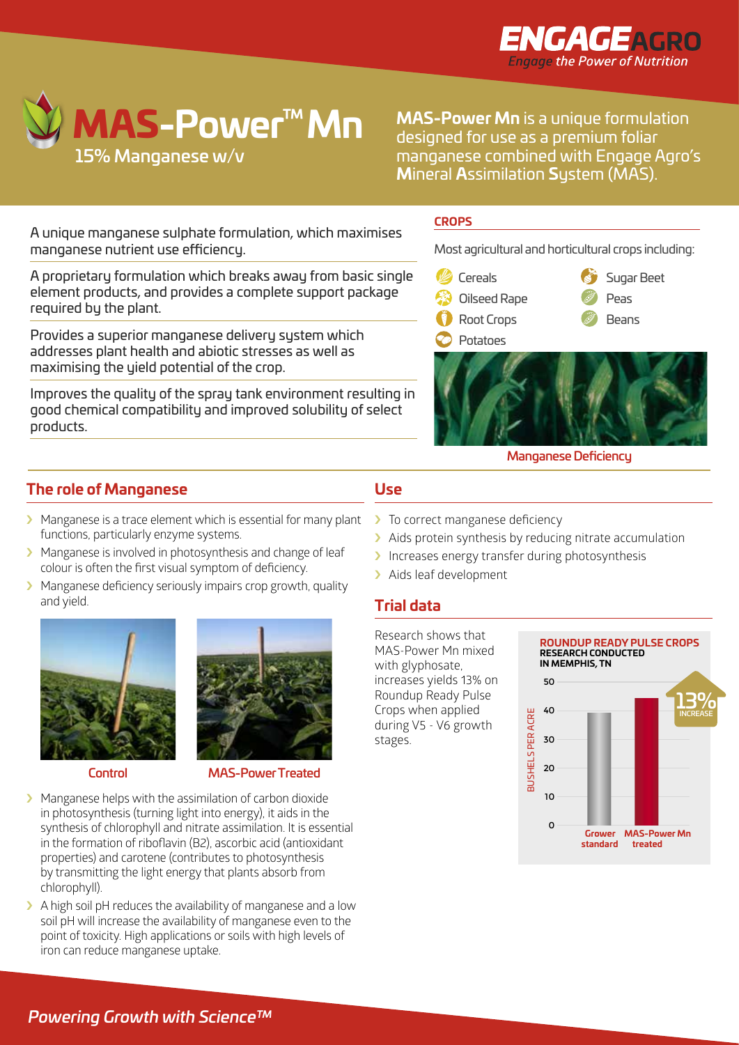ENGAGEAGRO
*Engage the Power of Nutrition*

# MAS-Power™ Mn

## 15% Manganese w/v

**MAS-Power Mn** is a unique formulation designed for use as a premium foliar manganese combined with Engage Agro's **M**ineral **A**ssimilation **S**ystem (MAS).

A unique manganese sulphate formulation, which maximises manganese nutrient use efficiency.

A proprietary formulation which breaks away from basic single element products, and provides a complete support package required by the plant.

Provides a superior manganese delivery system which addresses plant health and abiotic stresses as well as maximising the yield potential of the crop.

Improves the quality of the spray tank environment resulting in good chemical compatibility and improved solubility of select products.

**CROPS**

Most agricultural and horticultural crops including:

- Cereals
- Oilseed Rape
- Root Crops
- Potatoes
- Sugar Beet
- Peas
- Beans

Manganese Deficiency

## The role of Manganese

- Manganese is a trace element which is essential for many plant functions, particularly enzyme systems.
- Manganese is involved in photosynthesis and change of leaf colour is often the first visual symptom of deficiency.
- Manganese deficiency seriously impairs crop growth, quality and yield.

Control | MAS-Power Treated

- Manganese helps with the assimilation of carbon dioxide in photosynthesis (turning light into energy), it aids in the synthesis of chlorophyll and nitrate assimilation. It is essential in the formation of riboflavin (B2), ascorbic acid (antioxidant properties) and carotene (contributes to photosynthesis by transmitting the light energy that plants absorb from chlorophyll).
- A high soil pH reduces the availability of manganese and a low soil pH will increase the availability of manganese even to the point of toxicity. High applications or soils with high levels of iron can reduce manganese uptake.

## Use

- To correct manganese deficiency
- Aids protein synthesis by reducing nitrate accumulation
- Increases energy transfer during photosynthesis
- Aids leaf development

## Trial data

Research shows that MAS-Power Mn mixed with glyphosate, increases yields 13% on Roundup Ready Pulse Crops when applied during V5 - V6 growth stages.

**ROUNDUP READY PULSE CROPS**
**RESEARCH CONDUCTED IN MEMPHIS, TN**

Bushels per acre: Grower standard vs MAS-Power Mn treated — 13% INCREASE

*Powering Growth with Science™*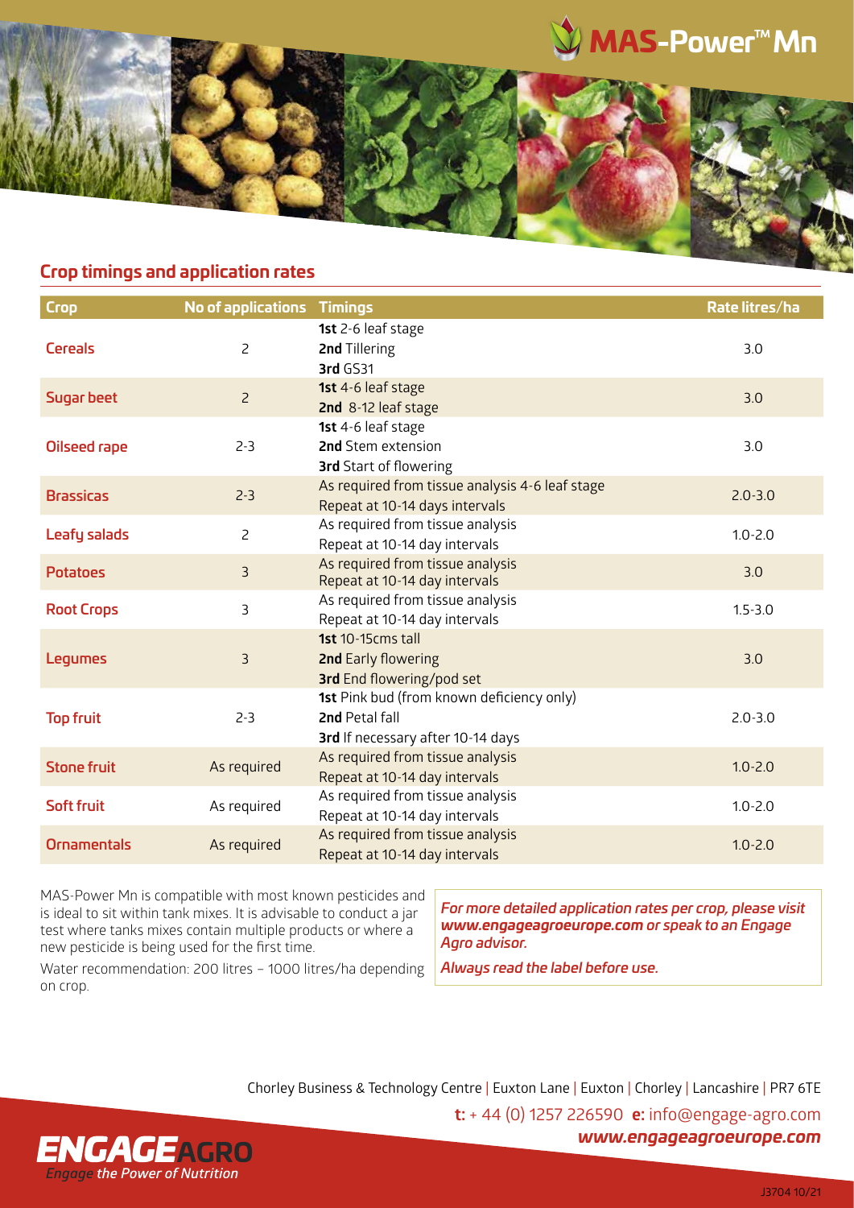# MAS-Power™ Mn

## Crop timings and application rates

| Crop | No of applications | Timings | Rate litres/ha |
|---|---|---|---|
| Cereals | 2 | **1st** 2-6 leaf stage<br>**2nd** Tillering<br>**3rd** GS31 | 3.0 |
| Sugar beet | 2 | **1st** 4-6 leaf stage<br>**2nd** 8-12 leaf stage | 3.0 |
| Oilseed rape | 2-3 | **1st** 4-6 leaf stage<br>**2nd** Stem extension<br>**3rd** Start of flowering | 3.0 |
| Brassicas | 2-3 | As required from tissue analysis 4-6 leaf stage<br>Repeat at 10-14 days intervals | 2.0-3.0 |
| Leafy salads | 2 | As required from tissue analysis<br>Repeat at 10-14 day intervals | 1.0-2.0 |
| Potatoes | 3 | As required from tissue analysis<br>Repeat at 10-14 day intervals | 3.0 |
| Root Crops | 3 | As required from tissue analysis<br>Repeat at 10-14 day intervals | 1.5-3.0 |
| Legumes | 3 | **1st** 10-15cms tall<br>**2nd** Early flowering<br>**3rd** End flowering/pod set | 3.0 |
| Top fruit | 2-3 | **1st** Pink bud (from known deficiency only)<br>**2nd** Petal fall<br>**3rd** If necessary after 10-14 days | 2.0-3.0 |
| Stone fruit | As required | As required from tissue analysis<br>Repeat at 10-14 day intervals | 1.0-2.0 |
| Soft fruit | As required | As required from tissue analysis<br>Repeat at 10-14 day intervals | 1.0-2.0 |
| Ornamentals | As required | As required from tissue analysis<br>Repeat at 10-14 day intervals | 1.0-2.0 |

MAS-Power Mn is compatible with most known pesticides and is ideal to sit within tank mixes. It is advisable to conduct a jar test where tanks mixes contain multiple products or where a new pesticide is being used for the first time.

Water recommendation: 200 litres – 1000 litres/ha depending on crop.

***For more detailed application rates per crop, please visit www.engageagroeurope.com or speak to an Engage Agro advisor.***

***Always read the label before use.***

Chorley Business & Technology Centre | Euxton Lane | Euxton | Chorley | Lancashire | PR7 6TE

**t:** + 44 (0) 1257 226590 **e:** info@engage-agro.com

***www.engageagroeurope.com***

**ENGAGEAGRO**
*Engage the Power of Nutrition*

J3704 10/21